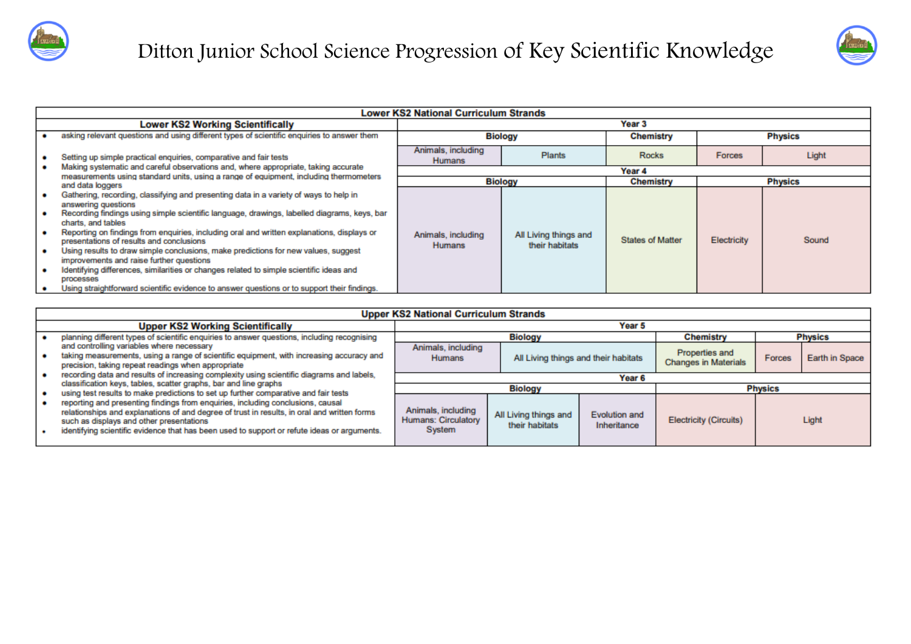# Ditton Junior School Science Progression of Key Scientific Knowledge

## Lower KS2 National Curriculum Strands

### Lower KS2 Working Scientifically

- asking relevant questions and using different types of scientific enquiries to answer them
- Setting up simple practical enquiries, comparative and fair tests
- Making systematic and careful observations and, where appropriate, taking accurate measurements using standard units, using a range of equipment, including thermometers and data loggers
- Gathering, recording, classifying and presenting data in a variety of ways to help in answering questions
- Recording findings using simple scientific language, drawings, labelled diagrams, keys, bar charts, and tables
- Reporting on findings from enquiries, including oral and written explanations, displays or presentations of results and conclusions
- Using results to draw simple conclusions, make predictions for new values, suggest improvements and raise further questions
- Identifying differences, similarities or changes related to simple scientific ideas and processes
- Using straightforward scientific evidence to answer questions or to support their findings.

| Year | Biology | | Chemistry | Physics | |
|---|---|---|---|---|---|
| Year 3 | Animals, including Humans | Plants | Rocks | Forces | Light |
| Year 4 | Animals, including Humans | All Living things and their habitats | States of Matter | Electricity | Sound |

## Upper KS2 National Curriculum Strands

### Upper KS2 Working Scientifically

- planning different types of scientific enquiries to answer questions, including recognising and controlling variables where necessary
- taking measurements, using a range of scientific equipment, with increasing accuracy and precision, taking repeat readings when appropriate
- recording data and results of increasing complexity using scientific diagrams and labels, classification keys, tables, scatter graphs, bar and line graphs
- using test results to make predictions to set up further comparative and fair tests
- reporting and presenting findings from enquiries, including conclusions, causal relationships and explanations of and degree of trust in results, in oral and written forms such as displays and other presentations
- identifying scientific evidence that has been used to support or refute ideas or arguments.

**Year 5**

| Biology | | Chemistry | Physics | |
|---|---|---|---|---|
| Animals, including Humans | All Living things and their habitats | Properties and Changes in Materials | Forces | Earth in Space |

**Year 6**

| Biology | | | Physics | |
|---|---|---|---|---|
| Animals, including Humans: Circulatory System | All Living things and their habitats | Evolution and Inheritance | Electricity (Circuits) | Light |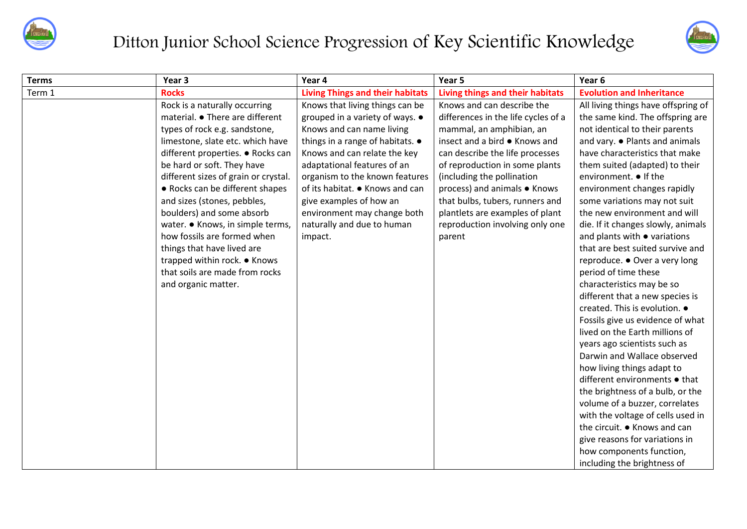# Ditton Junior School Science Progression of Key Scientific Knowledge

| Terms | Year 3 | Year 4 | Year 5 | Year 6 |
|---|---|---|---|---|
| Term 1 | **Rocks** | **Living Things and their habitats** | **Living things and their habitats** | **Evolution and Inheritance** |
| | Rock is a naturally occurring material. ● There are different types of rock e.g. sandstone, limestone, slate etc. which have different properties. ● Rocks can be hard or soft. They have different sizes of grain or crystal. ● Rocks can be different shapes and sizes (stones, pebbles, boulders) and some absorb water. ● Knows, in simple terms, how fossils are formed when things that have lived are trapped within rock. ● Knows that soils are made from rocks and organic matter. | Knows that living things can be grouped in a variety of ways. ● Knows and can name living things in a range of habitats. ● Knows and can relate the key adaptational features of an organism to the known features of its habitat. ● Knows and can give examples of how an environment may change both naturally and due to human impact. | Knows and can describe the differences in the life cycles of a mammal, an amphibian, an insect and a bird ● Knows and can describe the life processes of reproduction in some plants (including the pollination process) and animals ● Knows that bulbs, tubers, runners and plantlets are examples of plant reproduction involving only one parent | All living things have offspring of the same kind. The offspring are not identical to their parents and vary. ● Plants and animals have characteristics that make them suited (adapted) to their environment. ● If the environment changes rapidly some variations may not suit the new environment and will die. If it changes slowly, animals and plants with ● variations that are best suited survive and reproduce. ● Over a very long period of time these characteristics may be so different that a new species is created. This is evolution. ● Fossils give us evidence of what lived on the Earth millions of years ago scientists such as Darwin and Wallace observed how living things adapt to different environments ● that the brightness of a bulb, or the volume of a buzzer, correlates with the voltage of cells used in the circuit. ● Knows and can give reasons for variations in how components function, including the brightness of |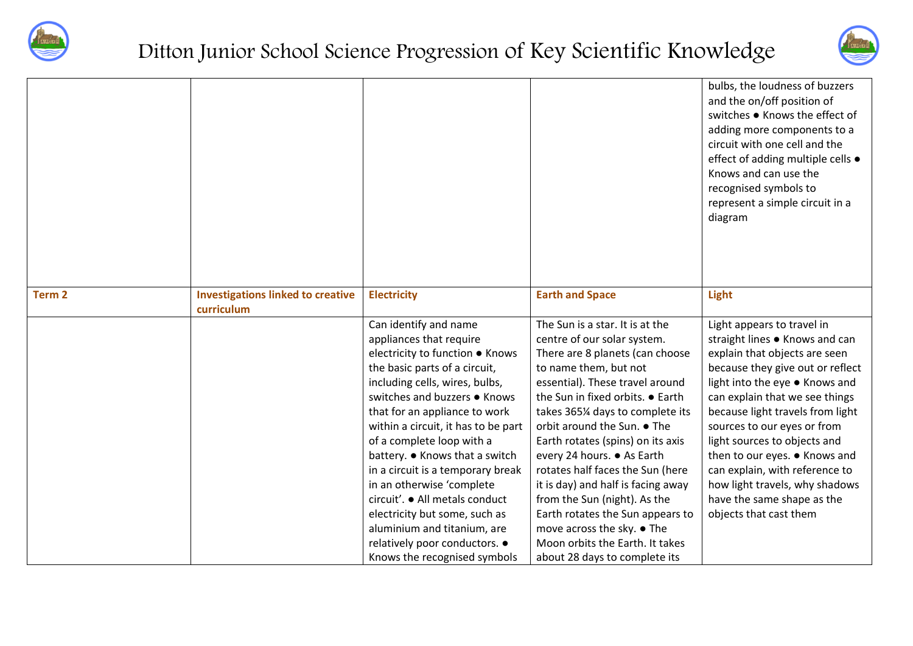# Ditton Junior School Science Progression of Key Scientific Knowledge

| | | | | |
|---|---|---|---|---|
| | | | | bulbs, the loudness of buzzers and the on/off position of switches ● Knows the effect of adding more components to a circuit with one cell and the effect of adding multiple cells ● Knows and can use the recognised symbols to represent a simple circuit in a diagram |
| **Term 2** | **Investigations linked to creative curriculum** | **Electricity** | **Earth and Space** | **Light** |
| | | Can identify and name appliances that require electricity to function ● Knows the basic parts of a circuit, including cells, wires, bulbs, switches and buzzers ● Knows that for an appliance to work within a circuit, it has to be part of a complete loop with a battery. ● Knows that a switch in a circuit is a temporary break in an otherwise 'complete circuit'. ● All metals conduct electricity but some, such as aluminium and titanium, are relatively poor conductors. ● Knows the recognised symbols | The Sun is a star. It is at the centre of our solar system. There are 8 planets (can choose to name them, but not essential). These travel around the Sun in fixed orbits. ● Earth takes 365¼ days to complete its orbit around the Sun. ● The Earth rotates (spins) on its axis every 24 hours. ● As Earth rotates half faces the Sun (here it is day) and half is facing away from the Sun (night). As the Earth rotates the Sun appears to move across the sky. ● The Moon orbits the Earth. It takes about 28 days to complete its | Light appears to travel in straight lines ● Knows and can explain that objects are seen because they give out or reflect light into the eye ● Knows and can explain that we see things because light travels from light sources to our eyes or from light sources to objects and then to our eyes. ● Knows and can explain, with reference to how light travels, why shadows have the same shape as the objects that cast them |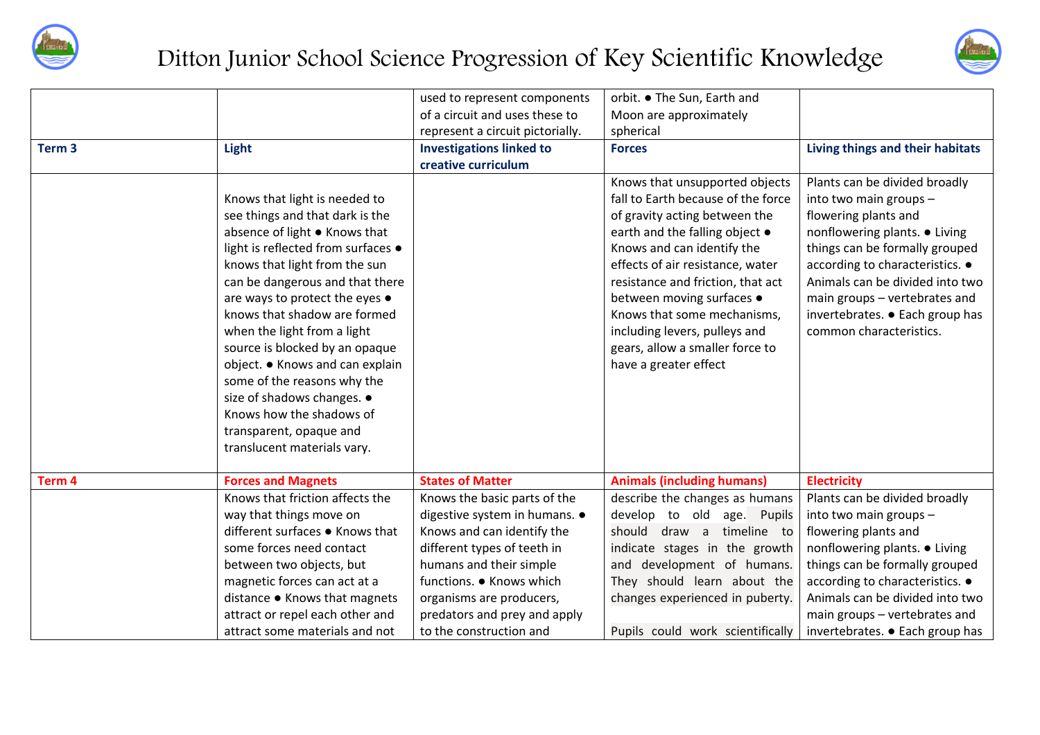# Ditton Junior School Science Progression of Key Scientific Knowledge

| | | | | |
|---|---|---|---|---|
| | | used to represent components of a circuit and uses these to represent a circuit pictorially. | orbit. ● The Sun, Earth and Moon are approximately spherical | |
| **Term 3** | **Light** | **Investigations linked to creative curriculum** | **Forces** | **Living things and their habitats** |
| | Knows that light is needed to see things and that dark is the absence of light ● Knows that light is reflected from surfaces ● knows that light from the sun can be dangerous and that there are ways to protect the eyes ● knows that shadow are formed when the light from a light source is blocked by an opaque object. ● Knows and can explain some of the reasons why the size of shadows changes. ● Knows how the shadows of transparent, opaque and translucent materials vary. | | Knows that unsupported objects fall to Earth because of the force of gravity acting between the earth and the falling object ● Knows and can identify the effects of air resistance, water resistance and friction, that act between moving surfaces ● Knows that some mechanisms, including levers, pulleys and gears, allow a smaller force to have a greater effect | Plants can be divided broadly into two main groups – flowering plants and nonflowering plants. ● Living things can be formally grouped according to characteristics. ● Animals can be divided into two main groups – vertebrates and invertebrates. ● Each group has common characteristics. |
| **Term 4** | **Forces and Magnets** | **States of Matter** | **Animals (including humans)** | **Electricity** |
| | Knows that friction affects the way that things move on different surfaces ● Knows that some forces need contact between two objects, but magnetic forces can act at a distance ● Knows that magnets attract or repel each other and attract some materials and not | Knows the basic parts of the digestive system in humans. ● Knows and can identify the different types of teeth in humans and their simple functions. ● Knows which organisms are producers, predators and prey and apply to the construction and | describe the changes as humans develop to old age. Pupils should draw a timeline to indicate stages in the growth and development of humans. They should learn about the changes experienced in puberty.<br><br>Pupils could work scientifically | Plants can be divided broadly into two main groups – flowering plants and nonflowering plants. ● Living things can be formally grouped according to characteristics. ● Animals can be divided into two main groups – vertebrates and invertebrates. ● Each group has |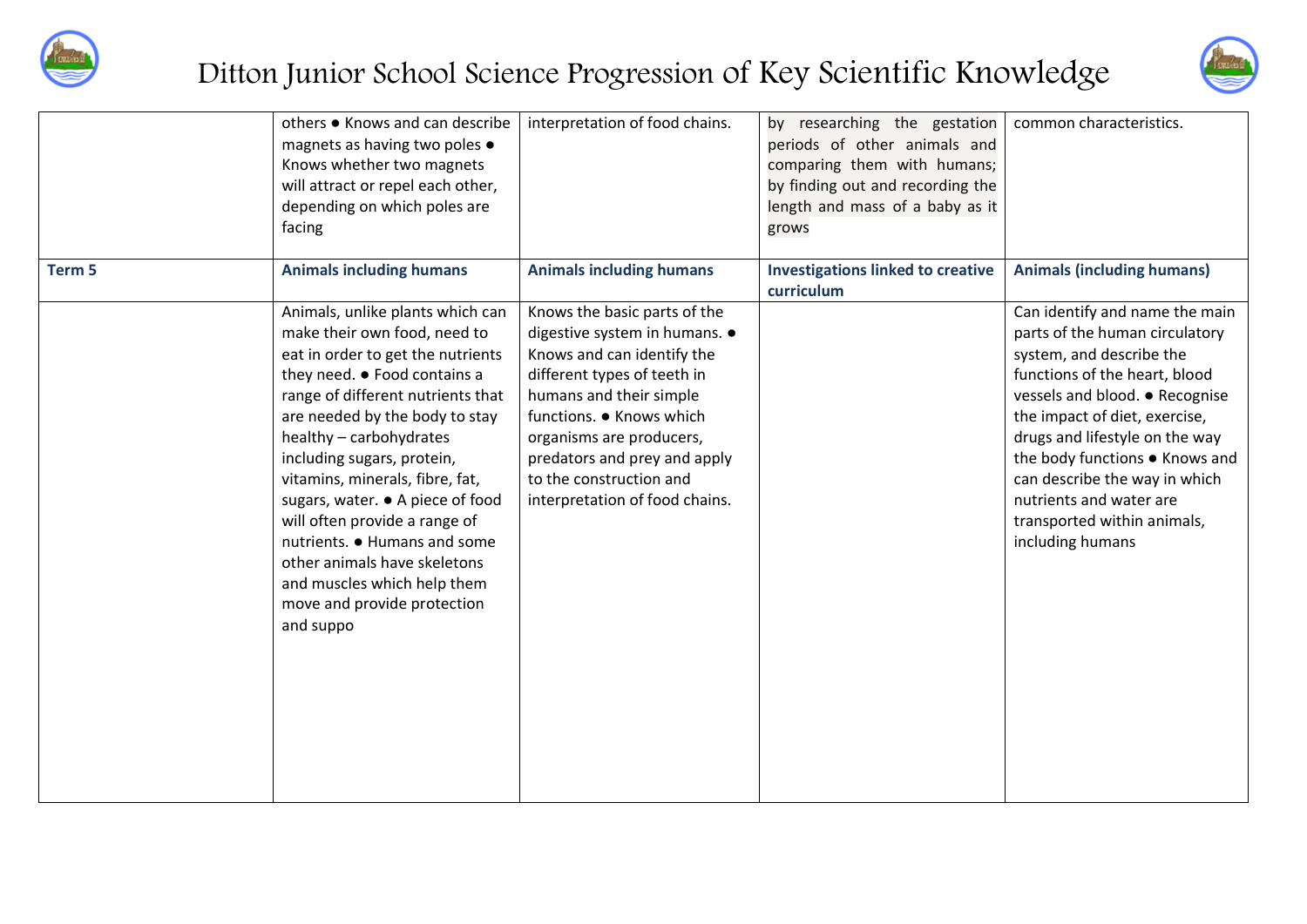# Ditton Junior School Science Progression of Key Scientific Knowledge

| | | | | |
|---|---|---|---|---|
| | others ● Knows and can describe magnets as having two poles ● Knows whether two magnets will attract or repel each other, depending on which poles are facing | interpretation of food chains. | by researching the gestation periods of other animals and comparing them with humans; by finding out and recording the length and mass of a baby as it grows | common characteristics. |
| **Term 5** | **Animals including humans** | **Animals including humans** | **Investigations linked to creative curriculum** | **Animals (including humans)** |
| | Animals, unlike plants which can make their own food, need to eat in order to get the nutrients they need. ● Food contains a range of different nutrients that are needed by the body to stay healthy – carbohydrates including sugars, protein, vitamins, minerals, fibre, fat, sugars, water. ● A piece of food will often provide a range of nutrients. ● Humans and some other animals have skeletons and muscles which help them move and provide protection and suppo | Knows the basic parts of the digestive system in humans. ● Knows and can identify the different types of teeth in humans and their simple functions. ● Knows which organisms are producers, predators and prey and apply to the construction and interpretation of food chains. | | Can identify and name the main parts of the human circulatory system, and describe the functions of the heart, blood vessels and blood. ● Recognise the impact of diet, exercise, drugs and lifestyle on the way the body functions ● Knows and can describe the way in which nutrients and water are transported within animals, including humans |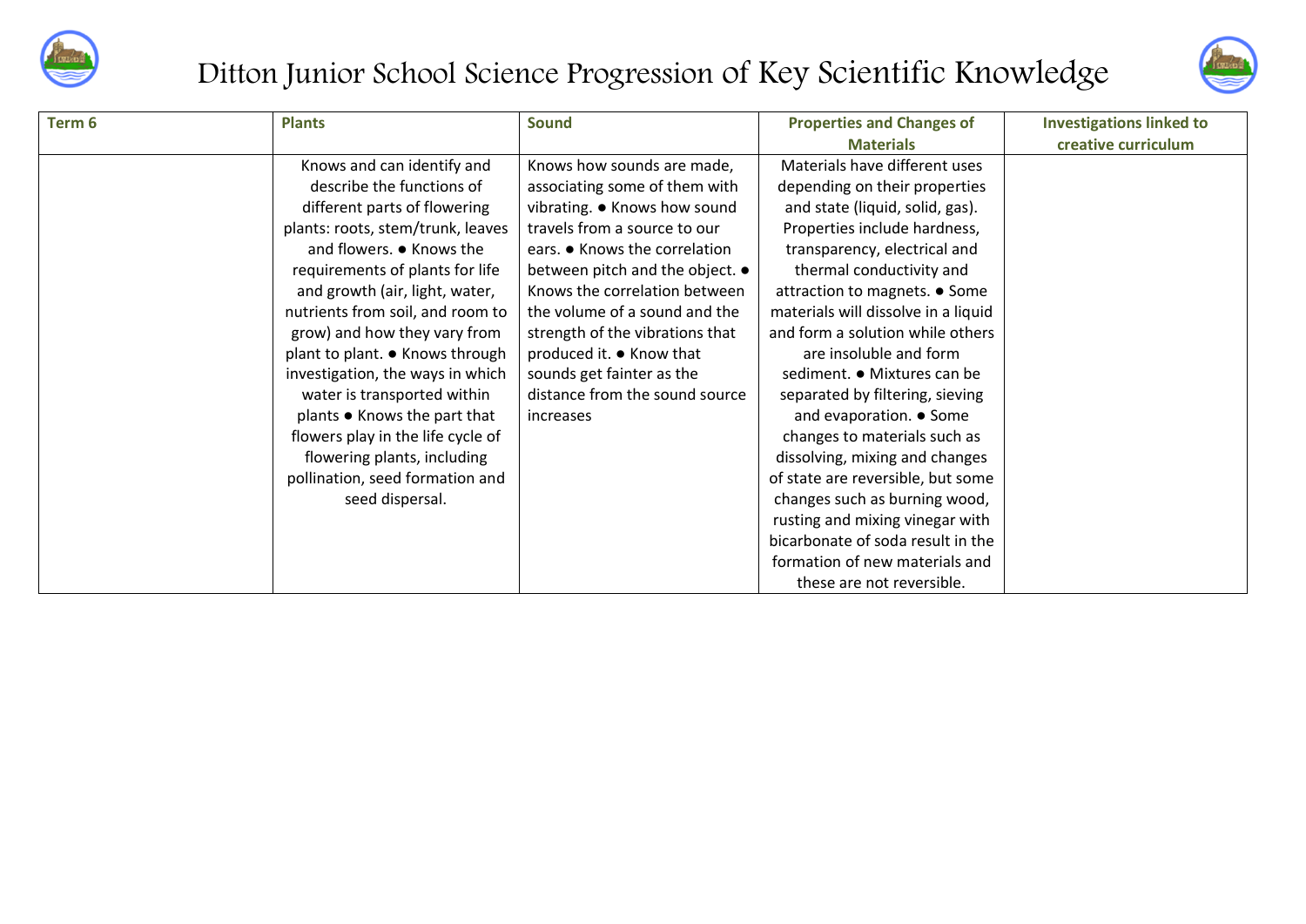# Ditton Junior School Science Progression of Key Scientific Knowledge

| Term 6 | Plants | Sound | Properties and Changes of Materials | Investigations linked to creative curriculum |
|---|---|---|---|---|
| | Knows and can identify and describe the functions of different parts of flowering plants: roots, stem/trunk, leaves and flowers. ● Knows the requirements of plants for life and growth (air, light, water, nutrients from soil, and room to grow) and how they vary from plant to plant. ● Knows through investigation, the ways in which water is transported within plants ● Knows the part that flowers play in the life cycle of flowering plants, including pollination, seed formation and seed dispersal. | Knows how sounds are made, associating some of them with vibrating. ● Knows how sound travels from a source to our ears. ● Knows the correlation between pitch and the object. ● Knows the correlation between the volume of a sound and the strength of the vibrations that produced it. ● Know that sounds get fainter as the distance from the sound source increases | Materials have different uses depending on their properties and state (liquid, solid, gas). Properties include hardness, transparency, electrical and thermal conductivity and attraction to magnets. ● Some materials will dissolve in a liquid and form a solution while others are insoluble and form sediment. ● Mixtures can be separated by filtering, sieving and evaporation. ● Some changes to materials such as dissolving, mixing and changes of state are reversible, but some changes such as burning wood, rusting and mixing vinegar with bicarbonate of soda result in the formation of new materials and these are not reversible. | |